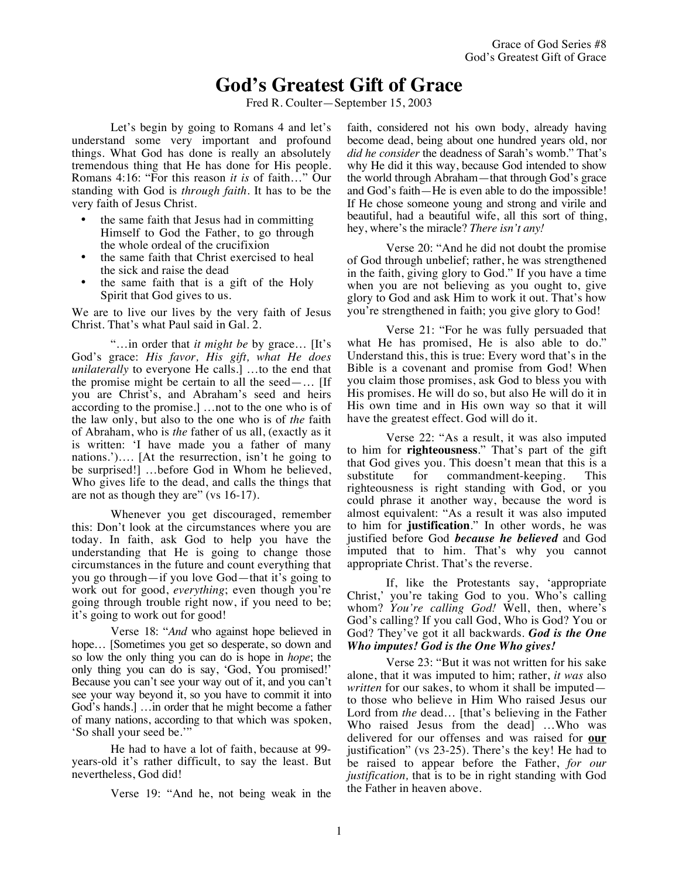# God's Greatest Gift of Grace

Fred R. Coulter—September 15, 2003

Let's begin by going to Romans 4 and let's understand some very important and profound things. What God has done is really an absolutely tremendous thing that He has done for His people. Romans 4:16: "For this reason *it is* of faith…" Our standing with God is *through faith*. It has to be the very faith of Jesus Christ.

- the same faith that Jesus had in committing Himself to God the Father, to go through the whole ordeal of the crucifixion
- the same faith that Christ exercised to heal the sick and raise the dead
- the same faith that is a gift of the Holy Spirit that God gives to us.

We are to live our lives by the very faith of Jesus Christ. That's what Paul said in Gal. 2.

"…in order that *it might be* by grace… [It's God's grace: *His favor, His gift, what He does unilaterally* to everyone He calls.] …to the end that the promise might be certain to all the seed—… [If you are Christ's, and Abraham's seed and heirs according to the promise.] …not to the one who is of the law only, but also to the one who is of *the* faith of Abraham, who is *the* father of us all, (exactly as it is written: 'I have made you a father of many nations.')…. [At the resurrection, isn't he going to be surprised!] …before God in Whom he believed, Who gives life to the dead, and calls the things that are not as though they are" (vs 16-17).

Whenever you get discouraged, remember this: Don't look at the circumstances where you are today. In faith, ask God to help you have the understanding that He is going to change those circumstances in the future and count everything that you go through—if you love God—that it's going to work out for good, *everything*; even though you're going through trouble right now, if you need to be; it's going to work out for good!

Verse 18: "*And* who against hope believed in hope… [Sometimes you get so desperate, so down and so low the only thing you can do is hope in *hope*; the only thing you can do is say, 'God, You promised!' Because you can't see your way out of it, and you can't see your way beyond it, so you have to commit it into God's hands.] …in order that he might become a father of many nations, according to that which was spoken, 'So shall your seed be.'"

He had to have a lot of faith, because at 99-years-old it's rather difficult, to say the least. But nevertheless, God did!

Verse 19: "And he, not being weak in the faith, considered not his own body, already having become dead, being about one hundred years old, nor *did he consider* the deadness of Sarah's womb." That's why He did it this way, because God intended to show the world through Abraham—that through God's grace and God's faith—He is even able to do the impossible! If He chose someone young and strong and virile and beautiful, had a beautiful wife, all this sort of thing, hey, where's the miracle? *There isn't any!*

Verse 20: "And he did not doubt the promise of God through unbelief; rather, he was strengthened in the faith, giving glory to God." If you have a time when you are not believing as you ought to, give glory to God and ask Him to work it out. That's how you're strengthened in faith; you give glory to God!

Verse 21: "For he was fully persuaded that what He has promised, He is also able to do." Understand this, this is true: Every word that's in the Bible is a covenant and promise from God! When you claim those promises, ask God to bless you with His promises. He will do so, but also He will do it in His own time and in His own way so that it will have the greatest effect. God will do it.

Verse 22: "As a result, it was also imputed to him for **righteousness**." That's part of the gift that God gives you. This doesn't mean that this is a substitute for commandment-keeping. This righteousness is right standing with God, or you could phrase it another way, because the word is almost equivalent: "As a result it was also imputed to him for **justification**." In other words, he was justified before God ***because he believed*** and God imputed that to him. That's why you cannot appropriate Christ. That's the reverse.

If, like the Protestants say, 'appropriate Christ,' you're taking God to you. Who's calling whom? *You're calling God!* Well, then, where's God's calling? If you call God, Who is God? You or God? They've got it all backwards. ***God is the One Who imputes! God is the One Who gives!***

Verse 23: "But it was not written for his sake alone, that it was imputed to him; rather, *it was* also *written* for our sakes, to whom it shall be imputed—to those who believe in Him Who raised Jesus our Lord from *the* dead… [that's believing in the Father Who raised Jesus from the dead] …Who was delivered for our offenses and was raised for **our** justification" (vs 23-25). There's the key! He had to be raised to appear before the Father, *for our justification,* that is to be in right standing with God the Father in heaven above.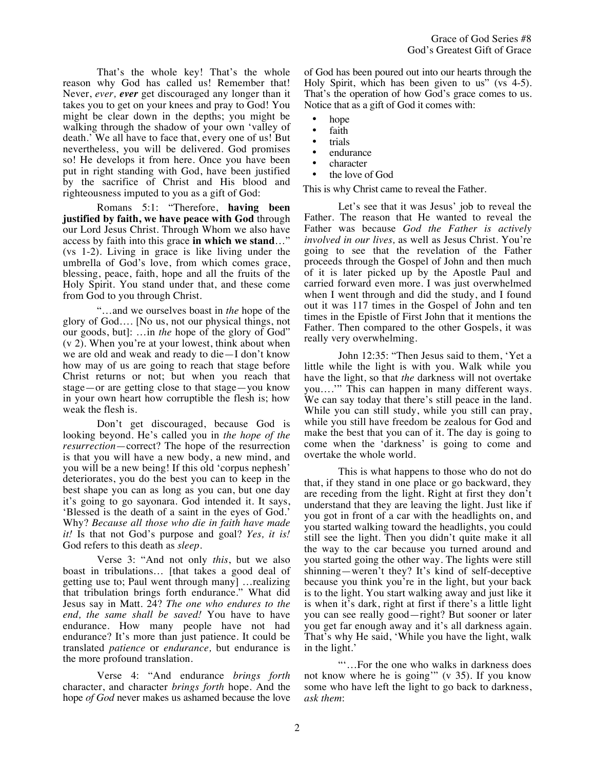That's the whole key! That's the whole reason why God has called us! Remember that! Never, *ever, **ever*** get discouraged any longer than it takes you to get on your knees and pray to God! You might be clear down in the depths; you might be walking through the shadow of your own 'valley of death.' We all have to face that, every one of us! But nevertheless, you will be delivered. God promises so! He develops it from here. Once you have been put in right standing with God, have been justified by the sacrifice of Christ and His blood and righteousness imputed to you as a gift of God:

Romans 5:1: "Therefore, **having been justified by faith, we have peace with God** through our Lord Jesus Christ. Through Whom we also have access by faith into this grace **in which we stand**…" (vs 1-2). Living in grace is like living under the umbrella of God's love, from which comes grace, blessing, peace, faith, hope and all the fruits of the Holy Spirit. You stand under that, and these come from God to you through Christ.

"…and we ourselves boast in *the* hope of the glory of God…. [No us, not our physical things, not our goods, but]: …in *the* hope of the glory of God" (v 2). When you're at your lowest, think about when we are old and weak and ready to die—I don't know how may of us are going to reach that stage before Christ returns or not; but when you reach that stage—or are getting close to that stage—you know in your own heart how corruptible the flesh is; how weak the flesh is.

Don't get discouraged, because God is looking beyond. He's called you in *the hope of the resurrection*—correct? The hope of the resurrection is that you will have a new body, a new mind, and you will be a new being! If this old 'corpus nephesh' deteriorates, you do the best you can to keep in the best shape you can as long as you can, but one day it's going to go sayonara. God intended it. It says, 'Blessed is the death of a saint in the eyes of God.' Why? *Because all those who die in faith have made it!* Is that not God's purpose and goal? *Yes, it is!* God refers to this death as *sleep*.

Verse 3: "And not only *this*, but we also boast in tribulations… [that takes a good deal of getting use to; Paul went through many] …realizing that tribulation brings forth endurance." What did Jesus say in Matt. 24? *The one who endures to the end, the same shall be saved!* You have to have endurance. How many people have not had endurance? It's more than just patience. It could be translated *patience* or *endurance,* but endurance is the more profound translation.

Verse 4: "And endurance *brings forth* character, and character *brings forth* hope. And the hope *of God* never makes us ashamed because the love of God has been poured out into our hearts through the Holy Spirit, which has been given to us" (vs 4-5). That's the operation of how God's grace comes to us. Notice that as a gift of God it comes with:

- hope
- faith
- trials
- endurance
- character
- the love of God

This is why Christ came to reveal the Father.

Let's see that it was Jesus' job to reveal the Father. The reason that He wanted to reveal the Father was because *God the Father is actively involved in our lives,* as well as Jesus Christ. You're going to see that the revelation of the Father proceeds through the Gospel of John and then much of it is later picked up by the Apostle Paul and carried forward even more. I was just overwhelmed when I went through and did the study, and I found out it was 117 times in the Gospel of John and ten times in the Epistle of First John that it mentions the Father. Then compared to the other Gospels, it was really very overwhelming.

John 12:35: "Then Jesus said to them, 'Yet a little while the light is with you. Walk while you have the light, so that *the* darkness will not overtake you….'" This can happen in many different ways. We can say today that there's still peace in the land. While you can still study, while you still can pray, while you still have freedom be zealous for God and make the best that you can of it. The day is going to come when the 'darkness' is going to come and overtake the whole world.

This is what happens to those who do not do that, if they stand in one place or go backward, they are receding from the light. Right at first they don't understand that they are leaving the light. Just like if you got in front of a car with the headlights on, and you started walking toward the headlights, you could still see the light. Then you didn't quite make it all the way to the car because you turned around and you started going the other way. The lights were still shinning—weren't they? It's kind of self-deceptive because you think you're in the light, but your back is to the light. You start walking away and just like it is when it's dark, right at first if there's a little light you can see really good—right? But sooner or later you get far enough away and it's all darkness again. That's why He said, 'While you have the light, walk in the light.'

"'…For the one who walks in darkness does not know where he is going'" (v 35). If you know some who have left the light to go back to darkness, *ask them*: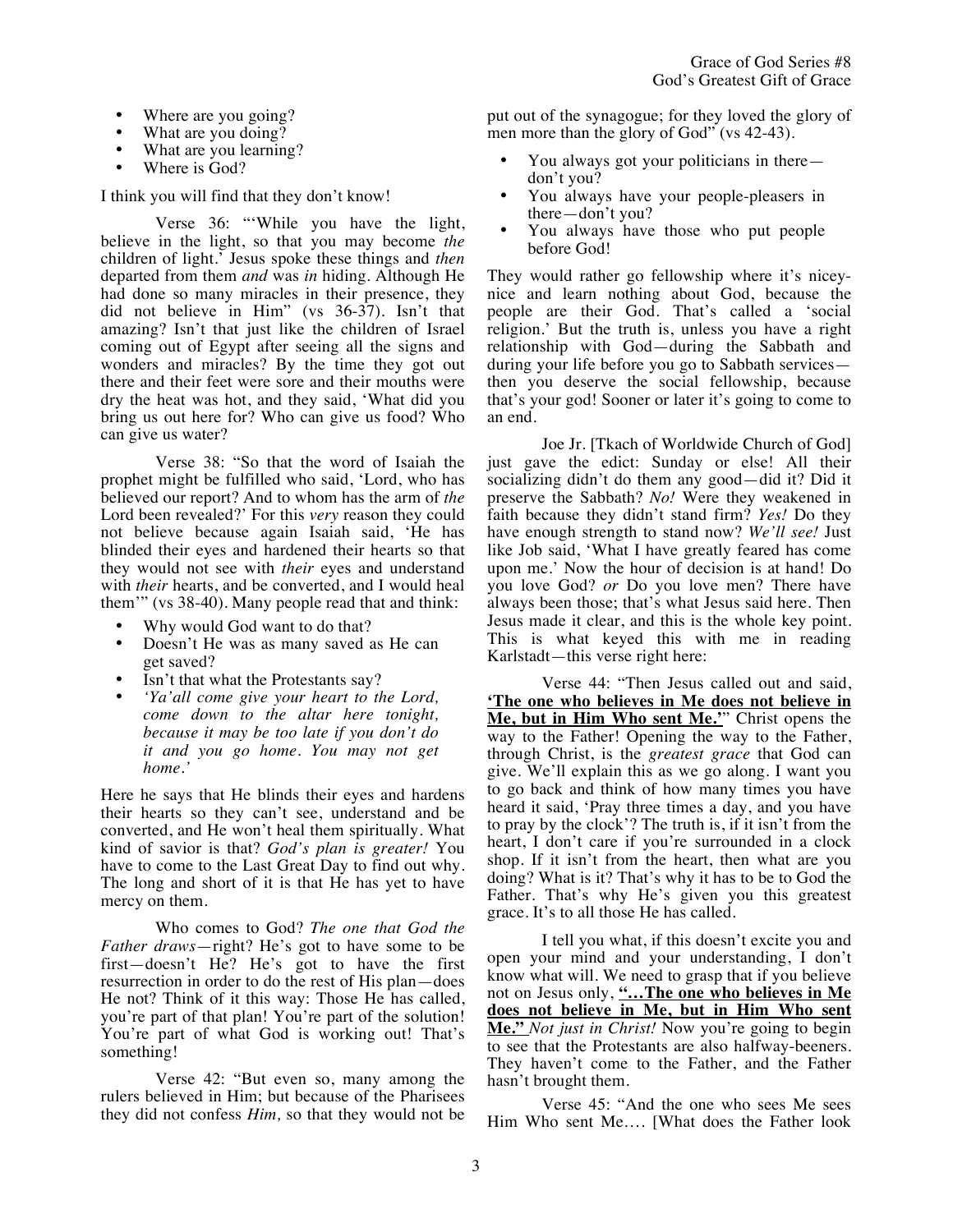- Where are you going?
- What are you doing?
- What are you learning?
- Where is God?

I think you will find that they don't know!

Verse 36: "'While you have the light, believe in the light, so that you may become *the* children of light.' Jesus spoke these things and *then* departed from them *and* was *in* hiding. Although He had done so many miracles in their presence, they did not believe in Him" (vs 36-37). Isn't that amazing? Isn't that just like the children of Israel coming out of Egypt after seeing all the signs and wonders and miracles? By the time they got out there and their feet were sore and their mouths were dry the heat was hot, and they said, 'What did you bring us out here for? Who can give us food? Who can give us water?

Verse 38: "So that the word of Isaiah the prophet might be fulfilled who said, 'Lord, who has believed our report? And to whom has the arm of *the* Lord been revealed?' For this *very* reason they could not believe because again Isaiah said, 'He has blinded their eyes and hardened their hearts so that they would not see with *their* eyes and understand with *their* hearts, and be converted, and I would heal them'" (vs 38-40). Many people read that and think:

- Why would God want to do that?
- Doesn't He was as many saved as He can get saved?
- Isn't that what the Protestants say?
- *'Ya'all come give your heart to the Lord, come down to the altar here tonight, because it may be too late if you don't do it and you go home. You may not get home.'*

Here he says that He blinds their eyes and hardens their hearts so they can't see, understand and be converted, and He won't heal them spiritually. What kind of savior is that? *God's plan is greater!* You have to come to the Last Great Day to find out why. The long and short of it is that He has yet to have mercy on them.

Who comes to God? *The one that God the Father draws*—right? He's got to have some to be first—doesn't He? He's got to have the first resurrection in order to do the rest of His plan—does He not? Think of it this way: Those He has called, you're part of that plan! You're part of the solution! You're part of what God is working out! That's something!

Verse 42: "But even so, many among the rulers believed in Him; but because of the Pharisees they did not confess *Him,* so that they would not be put out of the synagogue; for they loved the glory of men more than the glory of God" (vs 42-43).

- You always got your politicians in there—don't you?
- You always have your people-pleasers in there—don't you?
- You always have those who put people before God!

They would rather go fellowship where it's nicey-nice and learn nothing about God, because the people are their God. That's called a 'social religion.' But the truth is, unless you have a right relationship with God—during the Sabbath and during your life before you go to Sabbath services—then you deserve the social fellowship, because that's your god! Sooner or later it's going to come to an end.

Joe Jr. [Tkach of Worldwide Church of God] just gave the edict: Sunday or else! All their socializing didn't do them any good—did it? Did it preserve the Sabbath? *No!* Were they weakened in faith because they didn't stand firm? *Yes!* Do they have enough strength to stand now? *We'll see!* Just like Job said, 'What I have greatly feared has come upon me.' Now the hour of decision is at hand! Do you love God? *or* Do you love men? There have always been those; that's what Jesus said here. Then Jesus made it clear, and this is the whole key point. This is what keyed this with me in reading Karlstadt—this verse right here:

Verse 44: "Then Jesus called out and said, **<u>'The one who believes in Me does not believe in Me, but in Him Who sent Me.'</u>**" Christ opens the way to the Father! Opening the way to the Father, through Christ, is the *greatest grace* that God can give. We'll explain this as we go along. I want you to go back and think of how many times you have heard it said, 'Pray three times a day, and you have to pray by the clock'? The truth is, if it isn't from the heart, I don't care if you're surrounded in a clock shop. If it isn't from the heart, then what are you doing? What is it? That's why it has to be to God the Father. That's why He's given you this greatest grace. It's to all those He has called.

I tell you what, if this doesn't excite you and open your mind and your understanding, I don't know what will. We need to grasp that if you believe not on Jesus only, **<u>"…The one who believes in Me does not believe in Me, but in Him Who sent Me."</u>** *Not just in Christ!* Now you're going to begin to see that the Protestants are also halfway-beeners. They haven't come to the Father, and the Father hasn't brought them.

Verse 45: "And the one who sees Me sees Him Who sent Me…. [What does the Father look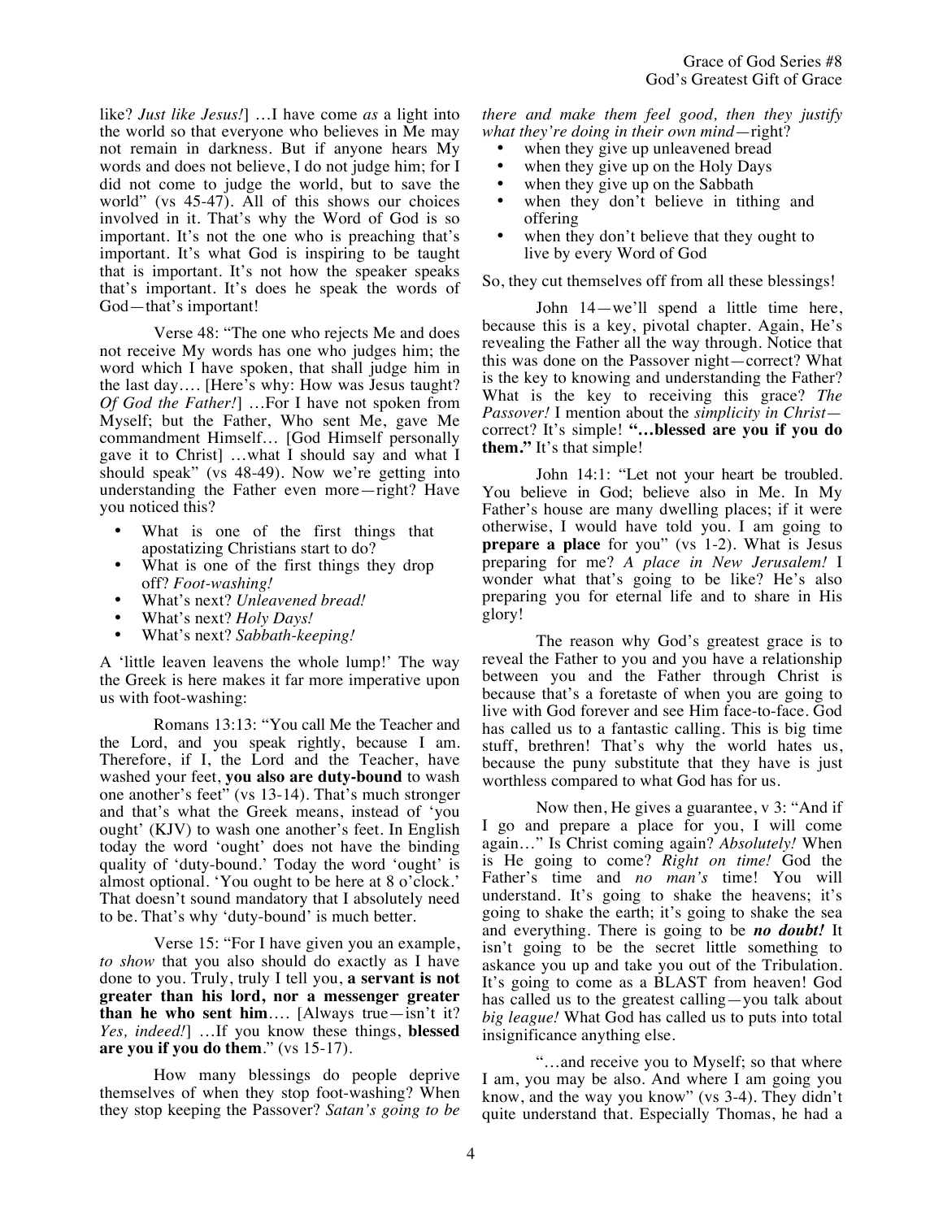like? *Just like Jesus!*] …I have come *as* a light into the world so that everyone who believes in Me may not remain in darkness. But if anyone hears My words and does not believe, I do not judge him; for I did not come to judge the world, but to save the world" (vs 45-47). All of this shows our choices involved in it. That's why the Word of God is so important. It's not the one who is preaching that's important. It's what God is inspiring to be taught that is important. It's not how the speaker speaks that's important. It's does he speak the words of God—that's important!

Verse 48: "The one who rejects Me and does not receive My words has one who judges him; the word which I have spoken, that shall judge him in the last day…. [Here's why: How was Jesus taught? *Of God the Father!*] …For I have not spoken from Myself; but the Father, Who sent Me, gave Me commandment Himself… [God Himself personally gave it to Christ] …what I should say and what I should speak" (vs 48-49). Now we're getting into understanding the Father even more—right? Have you noticed this?

- What is one of the first things that apostatizing Christians start to do?
- What is one of the first things they drop off? *Foot-washing!*
- What's next? *Unleavened bread!*
- What's next? *Holy Days!*
- What's next? *Sabbath-keeping!*

A 'little leaven leavens the whole lump!' The way the Greek is here makes it far more imperative upon us with foot-washing:

Romans 13:13: "You call Me the Teacher and the Lord, and you speak rightly, because I am. Therefore, if I, the Lord and the Teacher, have washed your feet, **you also are duty-bound** to wash one another's feet" (vs 13-14). That's much stronger and that's what the Greek means, instead of 'you ought' (KJV) to wash one another's feet. In English today the word 'ought' does not have the binding quality of 'duty-bound.' Today the word 'ought' is almost optional. 'You ought to be here at 8 o'clock.' That doesn't sound mandatory that I absolutely need to be. That's why 'duty-bound' is much better.

Verse 15: "For I have given you an example, *to show* that you also should do exactly as I have done to you. Truly, truly I tell you, **a servant is not greater than his lord, nor a messenger greater than he who sent him**…. [Always true—isn't it? *Yes, indeed!*] …If you know these things, **blessed are you if you do them**." (vs 15-17).

How many blessings do people deprive themselves of when they stop foot-washing? When they stop keeping the Passover? *Satan's going to be there and make them feel good, then they justify what they're doing in their own mind*—right?

- when they give up unleavened bread
- when they give up on the Holy Days
- when they give up on the Sabbath
- when they don't believe in tithing and offering
- when they don't believe that they ought to live by every Word of God

So, they cut themselves off from all these blessings!

John 14—we'll spend a little time here, because this is a key, pivotal chapter. Again, He's revealing the Father all the way through. Notice that this was done on the Passover night—correct? What is the key to knowing and understanding the Father? What is the key to receiving this grace? *The Passover!* I mention about the *simplicity in Christ*—correct? It's simple! **"…blessed are you if you do them."** It's that simple!

John 14:1: "Let not your heart be troubled. You believe in God; believe also in Me. In My Father's house are many dwelling places; if it were otherwise, I would have told you. I am going to **prepare a place** for you" (vs 1-2). What is Jesus preparing for me? *A place in New Jerusalem!* I wonder what that's going to be like? He's also preparing you for eternal life and to share in His glory!

The reason why God's greatest grace is to reveal the Father to you and you have a relationship between you and the Father through Christ is because that's a foretaste of when you are going to live with God forever and see Him face-to-face. God has called us to a fantastic calling. This is big time stuff, brethren! That's why the world hates us, because the puny substitute that they have is just worthless compared to what God has for us.

Now then, He gives a guarantee, v 3: "And if I go and prepare a place for you, I will come again…" Is Christ coming again? *Absolutely!* When is He going to come? *Right on time!* God the Father's time and *no man's* time! You will understand. It's going to shake the heavens; it's going to shake the earth; it's going to shake the sea and everything. There is going to be ***no doubt!*** It isn't going to be the secret little something to askance you up and take you out of the Tribulation. It's going to come as a BLAST from heaven! God has called us to the greatest calling—you talk about *big league!* What God has called us to puts into total insignificance anything else.

"…and receive you to Myself; so that where I am, you may be also. And where I am going you know, and the way you know" (vs 3-4). They didn't quite understand that. Especially Thomas, he had a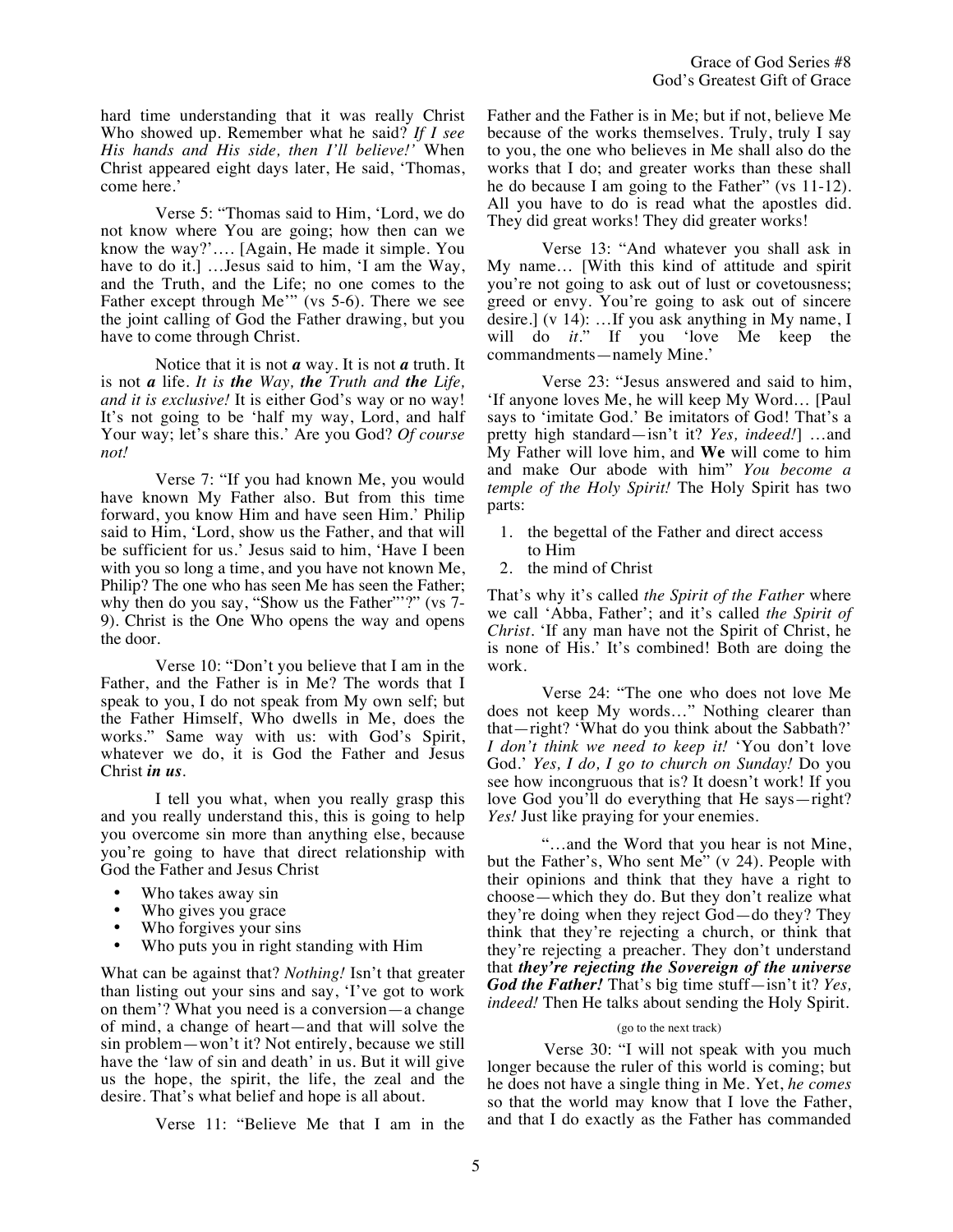hard time understanding that it was really Christ Who showed up. Remember what he said? *If I see His hands and His side, then I'll believe!'* When Christ appeared eight days later, He said, 'Thomas, come here.'

Verse 5: "Thomas said to Him, 'Lord, we do not know where You are going; how then can we know the way?'…. [Again, He made it simple. You have to do it.] …Jesus said to him, 'I am the Way, and the Truth, and the Life; no one comes to the Father except through Me'" (vs 5-6). There we see the joint calling of God the Father drawing, but you have to come through Christ.

Notice that it is not ***a*** way. It is not ***a*** truth. It is not ***a*** life. *It is **the** Way, **the** Truth and **the** Life, and it is exclusive!* It is either God's way or no way! It's not going to be 'half my way, Lord, and half Your way; let's share this.' Are you God? *Of course not!*

Verse 7: "If you had known Me, you would have known My Father also. But from this time forward, you know Him and have seen Him.' Philip said to Him, 'Lord, show us the Father, and that will be sufficient for us.' Jesus said to him, 'Have I been with you so long a time, and you have not known Me, Philip? The one who has seen Me has seen the Father; why then do you say, "Show us the Father"'?" (vs 7-9). Christ is the One Who opens the way and opens the door.

Verse 10: "Don't you believe that I am in the Father, and the Father is in Me? The words that I speak to you, I do not speak from My own self; but the Father Himself, Who dwells in Me, does the works." Same way with us: with God's Spirit, whatever we do, it is God the Father and Jesus Christ ***in us***.

I tell you what, when you really grasp this and you really understand this, this is going to help you overcome sin more than anything else, because you're going to have that direct relationship with God the Father and Jesus Christ

- Who takes away sin
- Who gives you grace
- Who forgives your sins
- Who puts you in right standing with Him

What can be against that? *Nothing!* Isn't that greater than listing out your sins and say, 'I've got to work on them'? What you need is a conversion—a change of mind, a change of heart—and that will solve the sin problem—won't it? Not entirely, because we still have the 'law of sin and death' in us. But it will give us the hope, the spirit, the life, the zeal and the desire. That's what belief and hope is all about.

Verse 11: "Believe Me that I am in the Father and the Father is in Me; but if not, believe Me because of the works themselves. Truly, truly I say to you, the one who believes in Me shall also do the works that I do; and greater works than these shall he do because I am going to the Father" (vs 11-12). All you have to do is read what the apostles did. They did great works! They did greater works!

Verse 13: "And whatever you shall ask in My name… [With this kind of attitude and spirit you're not going to ask out of lust or covetousness; greed or envy. You're going to ask out of sincere desire.] (v 14): …If you ask anything in My name, I will do *it*." If you 'love Me keep the commandments—namely Mine.'

Verse 23: "Jesus answered and said to him, 'If anyone loves Me, he will keep My Word… [Paul says to 'imitate God.' Be imitators of God! That's a pretty high standard—isn't it? *Yes, indeed!*] …and My Father will love him, and **We** will come to him and make Our abode with him" *You become a temple of the Holy Spirit!* The Holy Spirit has two parts:

1. the begettal of the Father and direct access to Him
2. the mind of Christ

That's why it's called *the Spirit of the Father* where we call 'Abba, Father'; and it's called *the Spirit of Christ*. 'If any man have not the Spirit of Christ, he is none of His.' It's combined! Both are doing the work.

Verse 24: "The one who does not love Me does not keep My words…" Nothing clearer than that—right? 'What do you think about the Sabbath?' *I don't think we need to keep it!* 'You don't love God.' *Yes, I do, I go to church on Sunday!* Do you see how incongruous that is? It doesn't work! If you love God you'll do everything that He says—right? *Yes!* Just like praying for your enemies.

"…and the Word that you hear is not Mine, but the Father's, Who sent Me" (v 24). People with their opinions and think that they have a right to choose—which they do. But they don't realize what they're doing when they reject God—do they? They think that they're rejecting a church, or think that they're rejecting a preacher. They don't understand that ***they're rejecting the Sovereign of the universe God the Father!*** That's big time stuff—isn't it? *Yes, indeed!* Then He talks about sending the Holy Spirit.

(go to the next track)

Verse 30: "I will not speak with you much longer because the ruler of this world is coming; but he does not have a single thing in Me. Yet, *he comes* so that the world may know that I love the Father, and that I do exactly as the Father has commanded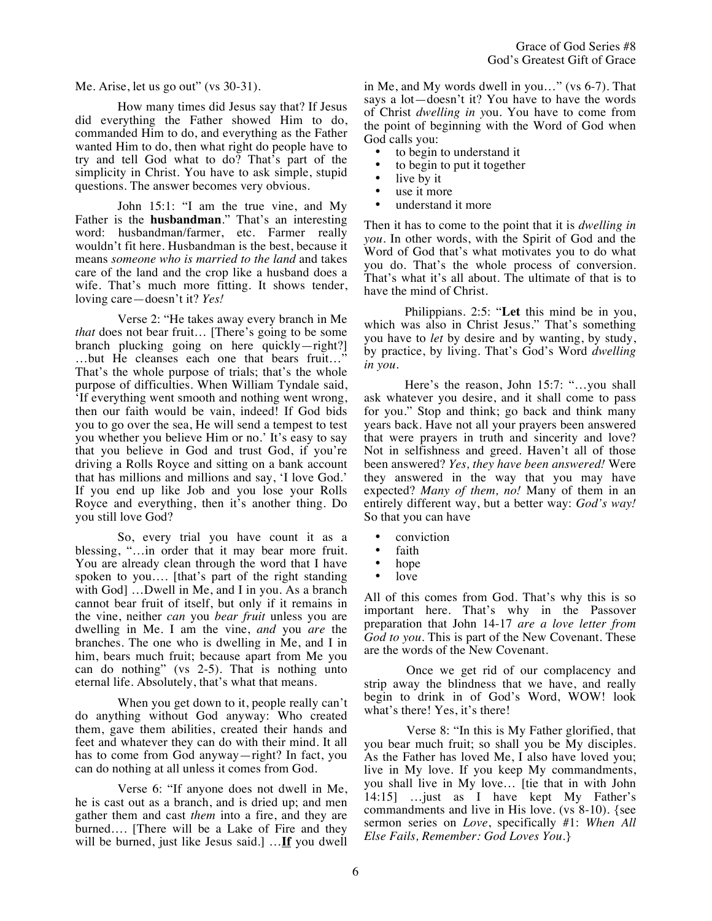Me. Arise, let us go out" (vs 30-31).

How many times did Jesus say that? If Jesus did everything the Father showed Him to do, commanded Him to do, and everything as the Father wanted Him to do, then what right do people have to try and tell God what to do? That's part of the simplicity in Christ. You have to ask simple, stupid questions. The answer becomes very obvious.

John 15:1: "I am the true vine, and My Father is the **husbandman**." That's an interesting word: husbandman/farmer, etc. Farmer really wouldn't fit here. Husbandman is the best, because it means *someone who is married to the land* and takes care of the land and the crop like a husband does a wife. That's much more fitting. It shows tender, loving care—doesn't it? *Yes!*

Verse 2: "He takes away every branch in Me *that* does not bear fruit… [There's going to be some branch plucking going on here quickly—right?] …but He cleanses each one that bears fruit…" That's the whole purpose of trials; that's the whole purpose of difficulties. When William Tyndale said, 'If everything went smooth and nothing went wrong, then our faith would be vain, indeed! If God bids you to go over the sea, He will send a tempest to test you whether you believe Him or no.' It's easy to say that you believe in God and trust God, if you're driving a Rolls Royce and sitting on a bank account that has millions and millions and say, 'I love God.' If you end up like Job and you lose your Rolls Royce and everything, then it's another thing. Do you still love God?

So, every trial you have count it as a blessing, "…in order that it may bear more fruit. You are already clean through the word that I have spoken to you…. [that's part of the right standing with God] …Dwell in Me, and I in you. As a branch cannot bear fruit of itself, but only if it remains in the vine, neither *can* you *bear fruit* unless you are dwelling in Me. I am the vine, *and* you *are* the branches. The one who is dwelling in Me, and I in him, bears much fruit; because apart from Me you can do nothing" (vs 2-5). That is nothing unto eternal life. Absolutely, that's what that means.

When you get down to it, people really can't do anything without God anyway: Who created them, gave them abilities, created their hands and feet and whatever they can do with their mind. It all has to come from God anyway—right? In fact, you can do nothing at all unless it comes from God.

Verse 6: "If anyone does not dwell in Me, he is cast out as a branch, and is dried up; and men gather them and cast *them* into a fire, and they are burned…. [There will be a Lake of Fire and they will be burned, just like Jesus said.] …**<u>If</u>** you dwell in Me, and My words dwell in you…" (vs 6-7). That says a lot—doesn't it? You have to have the words of Christ *dwelling in y*ou. You have to come from the point of beginning with the Word of God when God calls you:

- to begin to understand it
- to begin to put it together
- live by it
- use it more
- understand it more

Then it has to come to the point that it is *dwelling in you*. In other words, with the Spirit of God and the Word of God that's what motivates you to do what you do. That's the whole process of conversion. That's what it's all about. The ultimate of that is to have the mind of Christ.

Philippians. 2:5: "**Let** this mind be in you, which was also in Christ Jesus." That's something you have to *let* by desire and by wanting, by study, by practice, by living. That's God's Word *dwelling in you*.

Here's the reason, John 15:7: "…you shall ask whatever you desire, and it shall come to pass for you." Stop and think; go back and think many years back. Have not all your prayers been answered that were prayers in truth and sincerity and love? Not in selfishness and greed. Haven't all of those been answered? *Yes, they have been answered!* Were they answered in the way that you may have expected? *Many of them, no!* Many of them in an entirely different way, but a better way: *God's way!* So that you can have

- conviction
- faith
- hope
- love

All of this comes from God. That's why this is so important here. That's why in the Passover preparation that John 14-17 *are a love letter from God to you*. This is part of the New Covenant. These are the words of the New Covenant.

Once we get rid of our complacency and strip away the blindness that we have, and really begin to drink in of God's Word, WOW! look what's there! Yes, it's there!

Verse 8: "In this is My Father glorified, that you bear much fruit; so shall you be My disciples. As the Father has loved Me, I also have loved you; live in My love. If you keep My commandments, you shall live in My love… [tie that in with John 14:15] …just as I have kept My Father's commandments and live in His love. (vs 8-10). {see sermon series on *Love*, specifically #1: *When All Else Fails, Remember: God Loves You*.}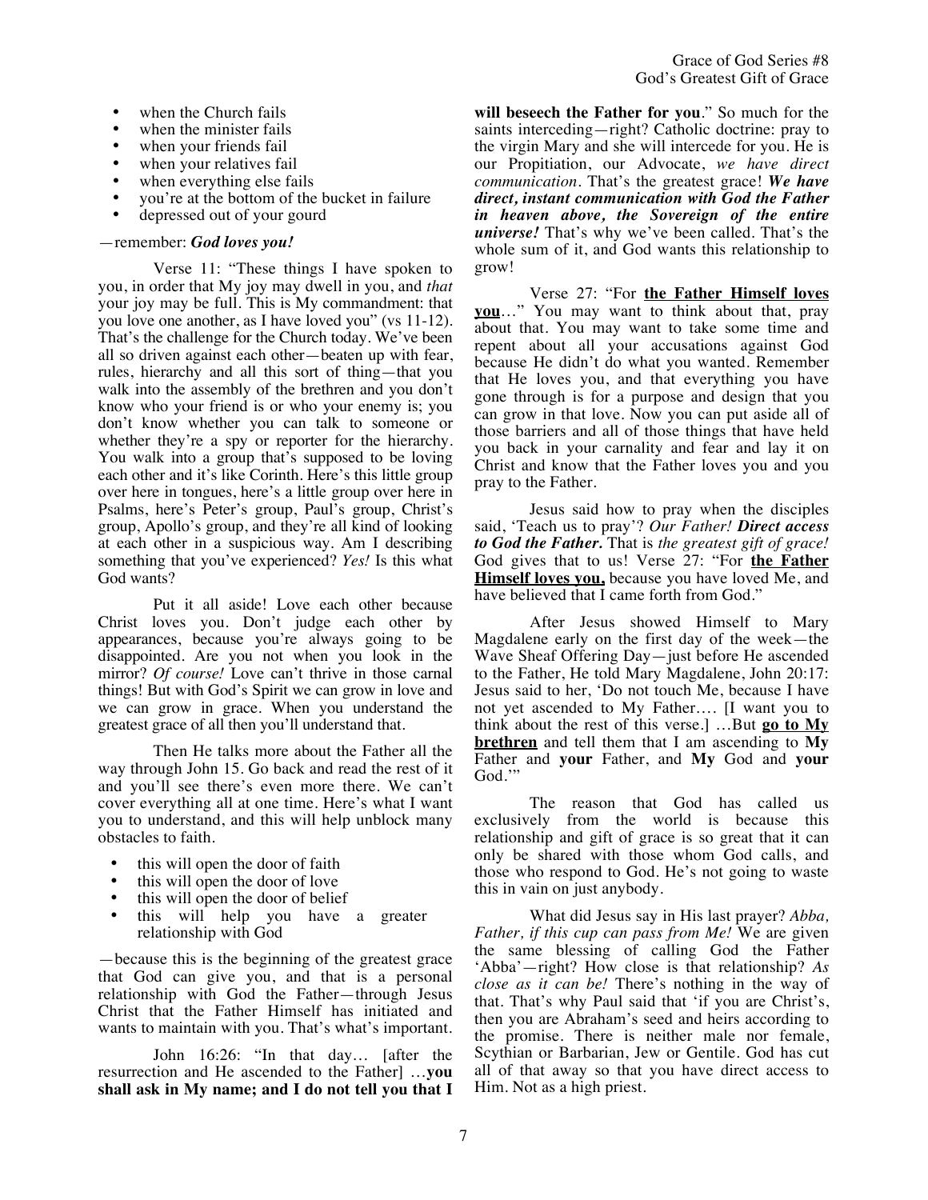- when the Church fails
- when the minister fails
- when your friends fail
- when your relatives fail
- when everything else fails
- you're at the bottom of the bucket in failure
- depressed out of your gourd

—remember: ***God loves you!***

Verse 11: "These things I have spoken to you, in order that My joy may dwell in you, and *that* your joy may be full. This is My commandment: that you love one another, as I have loved you" (vs 11-12). That's the challenge for the Church today. We've been all so driven against each other—beaten up with fear, rules, hierarchy and all this sort of thing—that you walk into the assembly of the brethren and you don't know who your friend is or who your enemy is; you don't know whether you can talk to someone or whether they're a spy or reporter for the hierarchy. You walk into a group that's supposed to be loving each other and it's like Corinth. Here's this little group over here in tongues, here's a little group over here in Psalms, here's Peter's group, Paul's group, Christ's group, Apollo's group, and they're all kind of looking at each other in a suspicious way. Am I describing something that you've experienced? *Yes!* Is this what God wants?

Put it all aside! Love each other because Christ loves you. Don't judge each other by appearances, because you're always going to be disappointed. Are you not when you look in the mirror? *Of course!* Love can't thrive in those carnal things! But with God's Spirit we can grow in love and we can grow in grace. When you understand the greatest grace of all then you'll understand that.

Then He talks more about the Father all the way through John 15. Go back and read the rest of it and you'll see there's even more there. We can't cover everything all at one time. Here's what I want you to understand, and this will help unblock many obstacles to faith.

- this will open the door of faith
- this will open the door of love
- this will open the door of belief
- this will help you have a greater relationship with God

—because this is the beginning of the greatest grace that God can give you, and that is a personal relationship with God the Father—through Jesus Christ that the Father Himself has initiated and wants to maintain with you. That's what's important.

John 16:26: "In that day… [after the resurrection and He ascended to the Father] …**you shall ask in My name; and I do not tell you that I will beseech the Father for you**." So much for the saints interceding—right? Catholic doctrine: pray to the virgin Mary and she will intercede for you. He is our Propitiation, our Advocate, *we have direct communication*. That's the greatest grace! ***We have direct, instant communication with God the Father in heaven above, the Sovereign of the entire universe!*** That's why we've been called. That's the whole sum of it, and God wants this relationship to grow!

Verse 27: "For **<u>the Father Himself loves you</u>**…" You may want to think about that, pray about that. You may want to take some time and repent about all your accusations against God because He didn't do what you wanted. Remember that He loves you, and that everything you have gone through is for a purpose and design that you can grow in that love. Now you can put aside all of those barriers and all of those things that have held you back in your carnality and fear and lay it on Christ and know that the Father loves you and you pray to the Father.

Jesus said how to pray when the disciples said, 'Teach us to pray'? *Our Father!* ***Direct access to God the Father.*** That is *the greatest gift of grace!* God gives that to us! Verse 27: "For **<u>the Father Himself loves you,</u>** because you have loved Me, and have believed that I came forth from God."

After Jesus showed Himself to Mary Magdalene early on the first day of the week—the Wave Sheaf Offering Day—just before He ascended to the Father, He told Mary Magdalene, John 20:17: Jesus said to her, 'Do not touch Me, because I have not yet ascended to My Father…. [I want you to think about the rest of this verse.] …But **<u>go to My brethren</u>** and tell them that I am ascending to **My** Father and **your** Father, and **My** God and **your** God.'"

The reason that God has called us exclusively from the world is because this relationship and gift of grace is so great that it can only be shared with those whom God calls, and those who respond to God. He's not going to waste this in vain on just anybody.

What did Jesus say in His last prayer? *Abba, Father, if this cup can pass from Me!* We are given the same blessing of calling God the Father 'Abba'—right? How close is that relationship? *As close as it can be!* There's nothing in the way of that. That's why Paul said that 'if you are Christ's, then you are Abraham's seed and heirs according to the promise. There is neither male nor female, Scythian or Barbarian, Jew or Gentile. God has cut all of that away so that you have direct access to Him. Not as a high priest.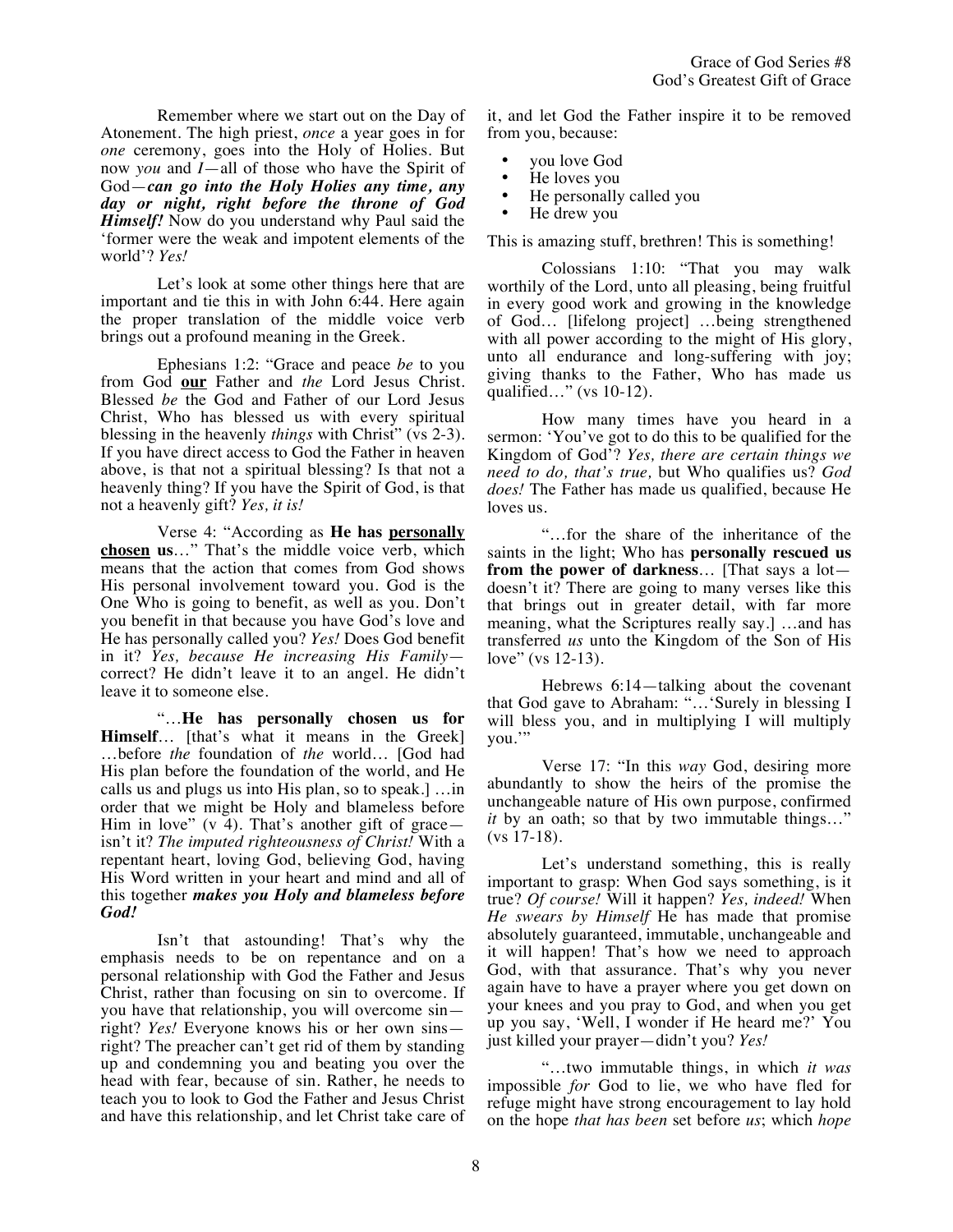Remember where we start out on the Day of Atonement. The high priest, *once* a year goes in for *one* ceremony, goes into the Holy of Holies. But now *you* and *I*—all of those who have the Spirit of God—***can go into the Holy Holies any time, any day or night, right before the throne of God Himself!*** Now do you understand why Paul said the 'former were the weak and impotent elements of the world'? *Yes!*

Let's look at some other things here that are important and tie this in with John 6:44. Here again the proper translation of the middle voice verb brings out a profound meaning in the Greek.

Ephesians 1:2: "Grace and peace *be* to you from God **<u>our</u>** Father and *the* Lord Jesus Christ. Blessed *be* the God and Father of our Lord Jesus Christ, Who has blessed us with every spiritual blessing in the heavenly *things* with Christ" (vs 2-3). If you have direct access to God the Father in heaven above, is that not a spiritual blessing? Is that not a heavenly thing? If you have the Spirit of God, is that not a heavenly gift? *Yes, it is!*

Verse 4: "According as **He has <u>personally chosen</u> us**…" That's the middle voice verb, which means that the action that comes from God shows His personal involvement toward you. God is the One Who is going to benefit, as well as you. Don't you benefit in that because you have God's love and He has personally called you? *Yes!* Does God benefit in it? *Yes, because He increasing His Family*—correct? He didn't leave it to an angel. He didn't leave it to someone else.

"…**He has personally chosen us for Himself**… [that's what it means in the Greek] …before *the* foundation of *the* world… [God had His plan before the foundation of the world, and He calls us and plugs us into His plan, so to speak.] …in order that we might be Holy and blameless before Him in love" (v 4). That's another gift of grace—isn't it? *The imputed righteousness of Christ!* With a repentant heart, loving God, believing God, having His Word written in your heart and mind and all of this together ***makes you Holy and blameless before God!***

Isn't that astounding! That's why the emphasis needs to be on repentance and on a personal relationship with God the Father and Jesus Christ, rather than focusing on sin to overcome. If you have that relationship, you will overcome sin—right? *Yes!* Everyone knows his or her own sins—right? The preacher can't get rid of them by standing up and condemning you and beating you over the head with fear, because of sin. Rather, he needs to teach you to look to God the Father and Jesus Christ and have this relationship, and let Christ take care of it, and let God the Father inspire it to be removed from you, because:

- you love God
- He loves you
- He personally called you
- He drew you

This is amazing stuff, brethren! This is something!

Colossians 1:10: "That you may walk worthily of the Lord, unto all pleasing, being fruitful in every good work and growing in the knowledge of God… [lifelong project] …being strengthened with all power according to the might of His glory, unto all endurance and long-suffering with joy; giving thanks to the Father, Who has made us qualified…" (vs 10-12).

How many times have you heard in a sermon: 'You've got to do this to be qualified for the Kingdom of God'? *Yes, there are certain things we need to do, that's true,* but Who qualifies us? *God does!* The Father has made us qualified, because He loves us.

"…for the share of the inheritance of the saints in the light; Who has **personally rescued us from the power of darkness**… [That says a lot—doesn't it? There are going to many verses like this that brings out in greater detail, with far more meaning, what the Scriptures really say.] …and has transferred *us* unto the Kingdom of the Son of His love" (vs 12-13).

Hebrews 6:14—talking about the covenant that God gave to Abraham: "…'Surely in blessing I will bless you, and in multiplying I will multiply you.'"

Verse 17: "In this *way* God, desiring more abundantly to show the heirs of the promise the unchangeable nature of His own purpose, confirmed *it* by an oath; so that by two immutable things…" (vs 17-18).

Let's understand something, this is really important to grasp: When God says something, is it true? *Of course!* Will it happen? *Yes, indeed!* When *He swears by Himself* He has made that promise absolutely guaranteed, immutable, unchangeable and it will happen! That's how we need to approach God, with that assurance. That's why you never again have to have a prayer where you get down on your knees and you pray to God, and when you get up you say, 'Well, I wonder if He heard me?' You just killed your prayer—didn't you? *Yes!*

"…two immutable things, in which *it was* impossible *for* God to lie, we who have fled for refuge might have strong encouragement to lay hold on the hope *that has been* set before *us*; which *hope*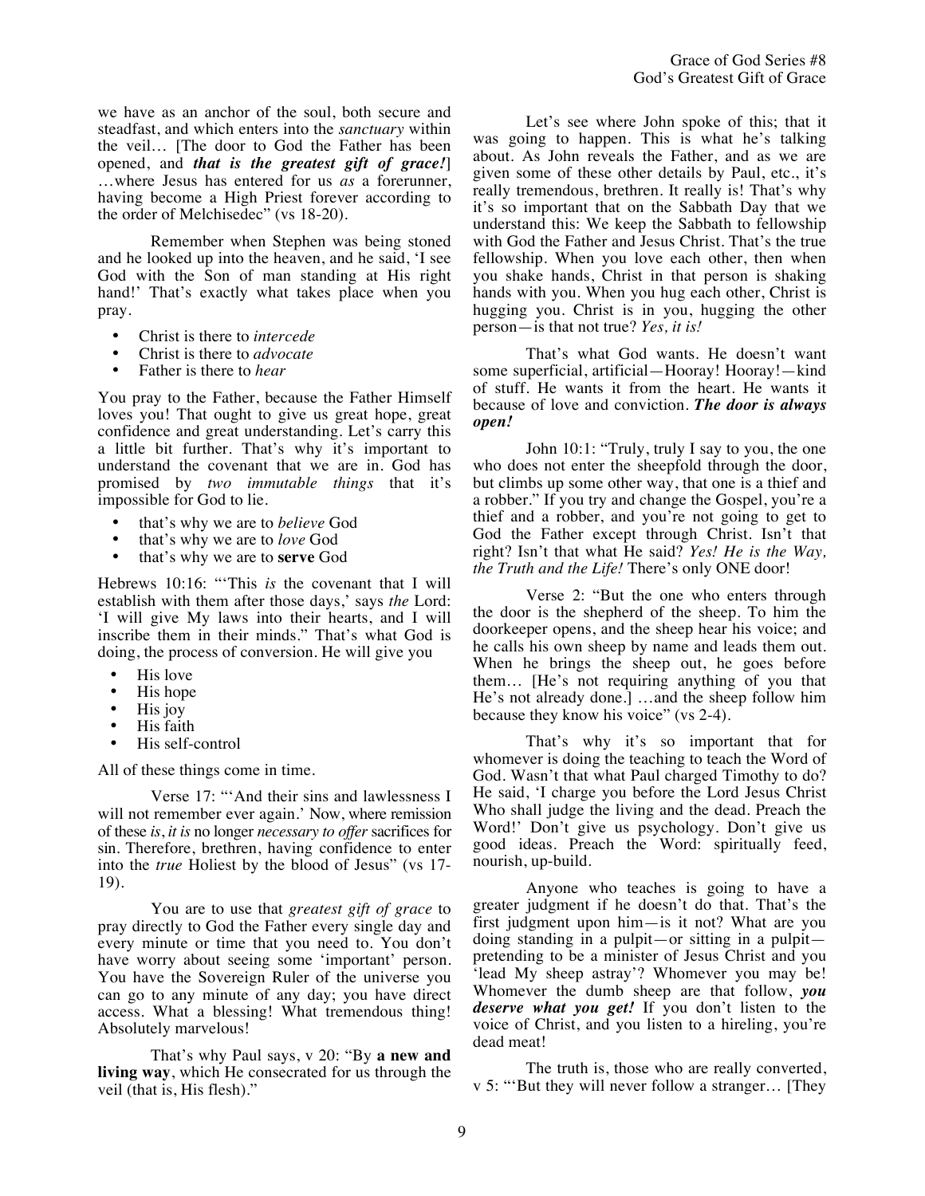we have as an anchor of the soul, both secure and steadfast, and which enters into the *sanctuary* within the veil… [The door to God the Father has been opened, and ***that is the greatest gift of grace!***] …where Jesus has entered for us *as* a forerunner, having become a High Priest forever according to the order of Melchisedec" (vs 18-20).

Remember when Stephen was being stoned and he looked up into the heaven, and he said, 'I see God with the Son of man standing at His right hand!' That's exactly what takes place when you pray.

- Christ is there to *intercede*
- Christ is there to *advocate*
- Father is there to *hear*

You pray to the Father, because the Father Himself loves you! That ought to give us great hope, great confidence and great understanding. Let's carry this a little bit further. That's why it's important to understand the covenant that we are in. God has promised by *two immutable things* that it's impossible for God to lie.

- that's why we are to *believe* God
- that's why we are to *love* God
- that's why we are to **serve** God

Hebrews 10:16: "'This *is* the covenant that I will establish with them after those days,' says *the* Lord: 'I will give My laws into their hearts, and I will inscribe them in their minds." That's what God is doing, the process of conversion. He will give you

- His love
- His hope
- His joy
- His faith
- His self-control

All of these things come in time.

Verse 17: "'And their sins and lawlessness I will not remember ever again.' Now, where remission of these *is*, *it is* no longer *necessary to offer* sacrifices for sin. Therefore, brethren, having confidence to enter into the *true* Holiest by the blood of Jesus" (vs 17-19).

You are to use that *greatest gift of grace* to pray directly to God the Father every single day and every minute or time that you need to. You don't have worry about seeing some 'important' person. You have the Sovereign Ruler of the universe you can go to any minute of any day; you have direct access. What a blessing! What tremendous thing! Absolutely marvelous!

That's why Paul says, v 20: "By **a new and living way**, which He consecrated for us through the veil (that is, His flesh)."

Let's see where John spoke of this; that it was going to happen. This is what he's talking about. As John reveals the Father, and as we are given some of these other details by Paul, etc., it's really tremendous, brethren. It really is! That's why it's so important that on the Sabbath Day that we understand this: We keep the Sabbath to fellowship with God the Father and Jesus Christ. That's the true fellowship. When you love each other, then when you shake hands, Christ in that person is shaking hands with you. When you hug each other, Christ is hugging you. Christ is in you, hugging the other person—is that not true? *Yes, it is!*

That's what God wants. He doesn't want some superficial, artificial—Hooray! Hooray!—kind of stuff. He wants it from the heart. He wants it because of love and conviction. ***The door is always open!***

John 10:1: "Truly, truly I say to you, the one who does not enter the sheepfold through the door, but climbs up some other way, that one is a thief and a robber." If you try and change the Gospel, you're a thief and a robber, and you're not going to get to God the Father except through Christ. Isn't that right? Isn't that what He said? *Yes! He is the Way, the Truth and the Life!* There's only ONE door!

Verse 2: "But the one who enters through the door is the shepherd of the sheep. To him the doorkeeper opens, and the sheep hear his voice; and he calls his own sheep by name and leads them out. When he brings the sheep out, he goes before them… [He's not requiring anything of you that He's not already done.] …and the sheep follow him because they know his voice" (vs 2-4).

That's why it's so important that for whomever is doing the teaching to teach the Word of God. Wasn't that what Paul charged Timothy to do? He said, 'I charge you before the Lord Jesus Christ Who shall judge the living and the dead. Preach the Word!' Don't give us psychology. Don't give us good ideas. Preach the Word: spiritually feed, nourish, up-build.

Anyone who teaches is going to have a greater judgment if he doesn't do that. That's the first judgment upon him—is it not? What are you doing standing in a pulpit—or sitting in a pulpit—pretending to be a minister of Jesus Christ and you 'lead My sheep astray'? Whomever you may be! Whomever the dumb sheep are that follow, ***you deserve what you get!*** If you don't listen to the voice of Christ, and you listen to a hireling, you're dead meat!

The truth is, those who are really converted, v 5: "'But they will never follow a stranger… [They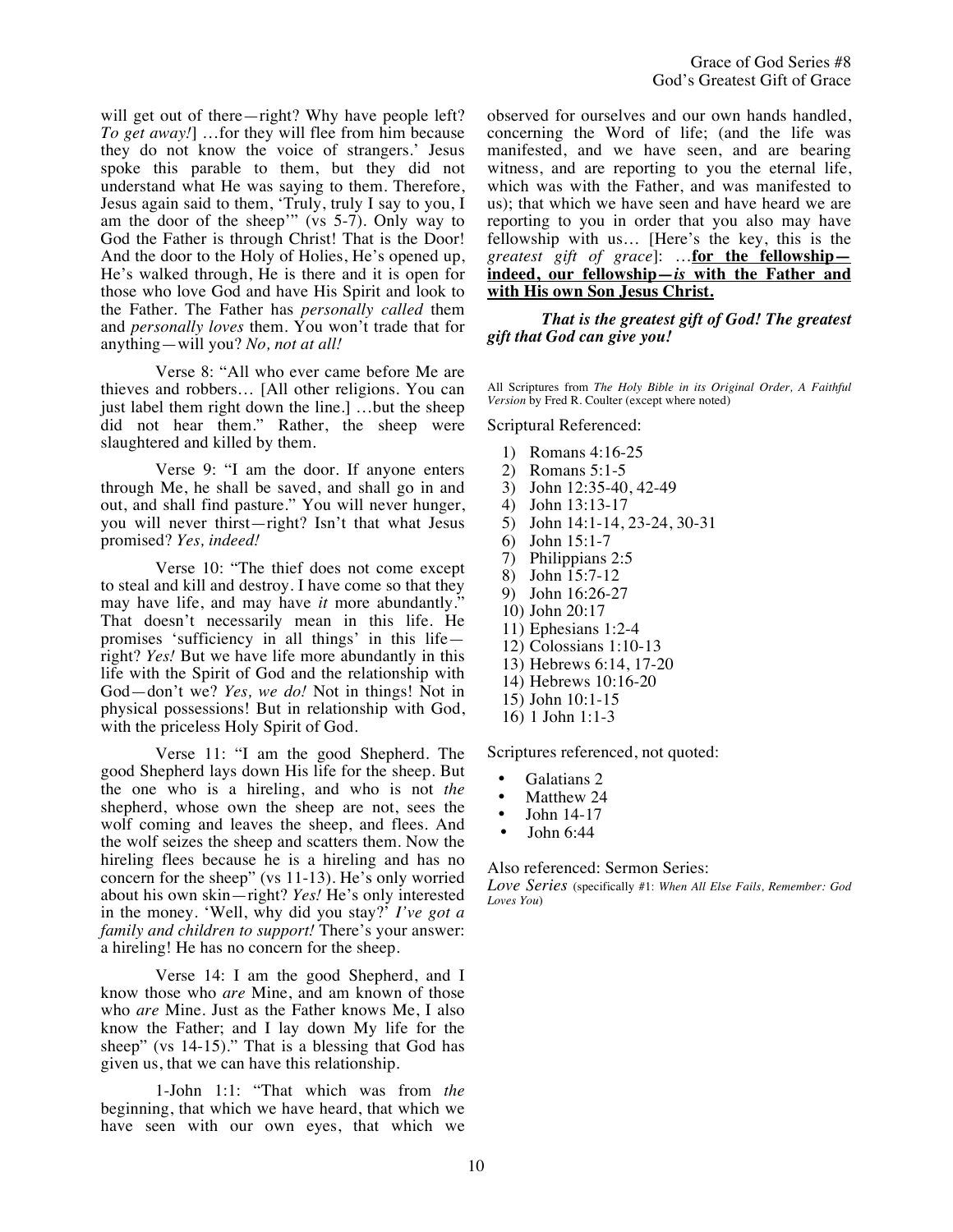will get out of there—right? Why have people left? *To get away!*] …for they will flee from him because they do not know the voice of strangers.' Jesus spoke this parable to them, but they did not understand what He was saying to them. Therefore, Jesus again said to them, 'Truly, truly I say to you, I am the door of the sheep'" (vs 5-7). Only way to God the Father is through Christ! That is the Door! And the door to the Holy of Holies, He's opened up, He's walked through, He is there and it is open for those who love God and have His Spirit and look to the Father. The Father has *personally called* them and *personally loves* them. You won't trade that for anything—will you? *No, not at all!*

Verse 8: "All who ever came before Me are thieves and robbers… [All other religions. You can just label them right down the line.] …but the sheep did not hear them." Rather, the sheep were slaughtered and killed by them.

Verse 9: "I am the door. If anyone enters through Me, he shall be saved, and shall go in and out, and shall find pasture." You will never hunger, you will never thirst—right? Isn't that what Jesus promised? *Yes, indeed!*

Verse 10: "The thief does not come except to steal and kill and destroy. I have come so that they may have life, and may have *it* more abundantly." That doesn't necessarily mean in this life. He promises 'sufficiency in all things' in this life—right? *Yes!* But we have life more abundantly in this life with the Spirit of God and the relationship with God—don't we? *Yes, we do!* Not in things! Not in physical possessions! But in relationship with God, with the priceless Holy Spirit of God.

Verse 11: "I am the good Shepherd. The good Shepherd lays down His life for the sheep. But the one who is a hireling, and who is not *the* shepherd, whose own the sheep are not, sees the wolf coming and leaves the sheep, and flees. And the wolf seizes the sheep and scatters them. Now the hireling flees because he is a hireling and has no concern for the sheep" (vs 11-13). He's only worried about his own skin—right? *Yes!* He's only interested in the money. 'Well, why did you stay?' *I've got a family and children to support!* There's your answer: a hireling! He has no concern for the sheep.

Verse 14: I am the good Shepherd, and I know those who *are* Mine, and am known of those who *are* Mine. Just as the Father knows Me, I also know the Father; and I lay down My life for the sheep" (vs 14-15)." That is a blessing that God has given us, that we can have this relationship.

1-John 1:1: "That which was from *the* beginning, that which we have heard, that which we have seen with our own eyes, that which we observed for ourselves and our own hands handled, concerning the Word of life; (and the life was manifested, and we have seen, and are bearing witness, and are reporting to you the eternal life, which was with the Father, and was manifested to us); that which we have seen and have heard we are reporting to you in order that you also may have fellowship with us… [Here's the key, this is the *greatest gift of grace*]: …**for the fellowship—indeed, our fellowship—*is* with the Father and with His own Son Jesus Christ.**

***That is the greatest gift of God! The greatest gift that God can give you!***

All Scriptures from *The Holy Bible in its Original Order, A Faithful Version* by Fred R. Coulter (except where noted)

Scriptural Referenced:

1) Romans 4:16-25
2) Romans 5:1-5
3) John 12:35-40, 42-49
4) John 13:13-17
5) John 14:1-14, 23-24, 30-31
6) John 15:1-7
7) Philippians 2:5
8) John 15:7-12
9) John 16:26-27
10) John 20:17
11) Ephesians 1:2-4
12) Colossians 1:10-13
13) Hebrews 6:14, 17-20
14) Hebrews 10:16-20
15) John 10:1-15
16) 1 John 1:1-3

Scriptures referenced, not quoted:

- Galatians 2
- Matthew 24
- John 14-17
- John 6:44

Also referenced: Sermon Series:
*Love Series* (specifically #1: *When All Else Fails, Remember: God Loves You*)